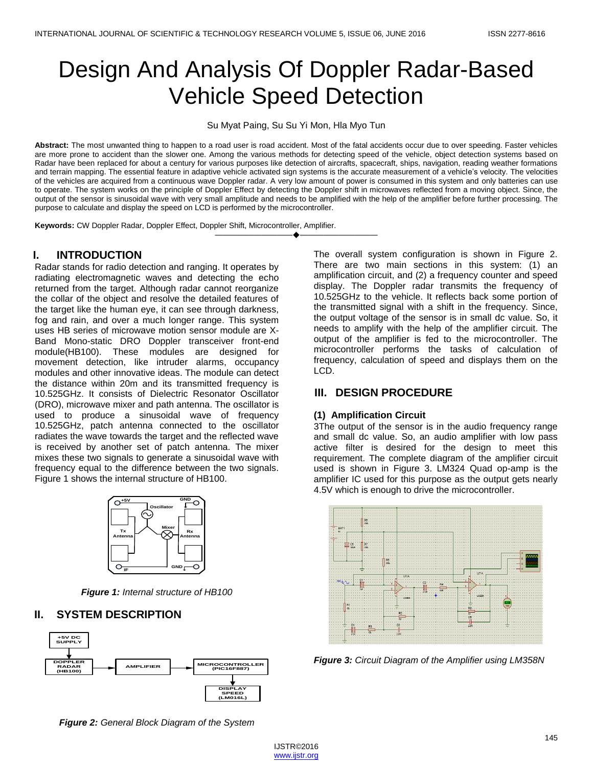# Design And Analysis Of Doppler Radar-Based Vehicle Speed Detection

Su Myat Paing, Su Su Yi Mon, Hla Myo Tun

**Abstract:** The most unwanted thing to happen to a road user is road accident. Most of the fatal accidents occur due to over speeding. Faster vehicles are more prone to accident than the slower one. Among the various methods for detecting speed of the vehicle, object detection systems based on Radar have been replaced for about a century for various purposes like detection of aircrafts, spacecraft, ships, navigation, reading weather formations and terrain mapping. The essential feature in adaptive vehicle activated sign systems is the accurate measurement of a vehicle's velocity. The velocities of the vehicles are acquired from a continuous wave Doppler radar. A very low amount of power is consumed in this system and only batteries can use to operate. The system works on the principle of Doppler Effect by detecting the Doppler shift in microwaves reflected from a moving object. Since, the output of the sensor is sinusoidal wave with very small amplitude and needs to be amplified with the help of the amplifier before further processing. The purpose to calculate and display the speed on LCD is performed by the microcontroller.

**Keywords:** CW Doppler Radar, Doppler Effect, Doppler Shift, Microcontroller, Amplifier.

## I. INTRODUCTION

Radar stands for radio detection and ranging. It operates by radiating electromagnetic waves and detecting the echo returned from the target. Although radar cannot reorganize the collar of the object and resolve the detailed features of the target like the human eye, it can see through darkness, fog and rain, and over a much longer range. This system uses HB series of microwave motion sensor module are X-Band Mono-static DRO Doppler transceiver front-end module(HB100). These modules are designed for movement detection, like intruder alarms, occupancy modules and other innovative ideas. The module can detect the distance within 20m and its transmitted frequency is 10.525GHz. It consists of Dielectric Resonator Oscillator (DRO), microwave mixer and path antenna. The oscillator is used to produce a sinusoidal wave of frequency 10.525GHz, patch antenna connected to the oscillator radiates the wave towards the target and the reflected wave is received by another set of patch antenna. The mixer mixes these two signals to generate a sinusoidal wave with frequency equal to the difference between the two signals. Figure 1 shows the internal structure of HB100.

*Figure 1: Internal structure of HB100*

## II. SYSTEM DESCRIPTION

*Figure 2: General Block Diagram of the System*

The overall system configuration is shown in Figure 2. There are two main sections in this system: (1) an amplification circuit, and (2) a frequency counter and speed display. The Doppler radar transmits the frequency of 10.525GHz to the vehicle. It reflects back some portion of the transmitted signal with a shift in the frequency. Since, the output voltage of the sensor is in small dc value. So, it needs to amplify with the help of the amplifier circuit. The output of the amplifier is fed to the microcontroller. The microcontroller performs the tasks of calculation of frequency, calculation of speed and displays them on the LCD.

## III. DESIGN PROCEDURE

### (1) Amplification Circuit

3The output of the sensor is in the audio frequency range and small dc value. So, an audio amplifier with low pass active filter is desired for the design to meet this requirement. The complete diagram of the amplifier circuit used is shown in Figure 3. LM324 Quad op-amp is the amplifier IC used for this purpose as the output gets nearly 4.5V which is enough to drive the microcontroller.

*Figure 3: Circuit Diagram of the Amplifier using LM358N*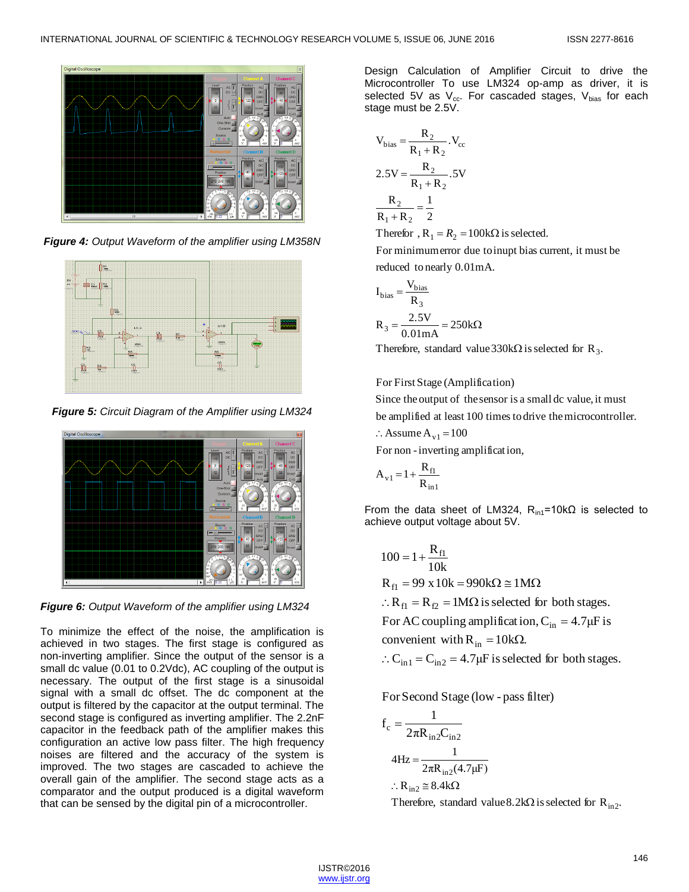*Figure 4: Output Waveform of the amplifier using LM358N*

*Figure 5: Circuit Diagram of the Amplifier using LM324*

*Figure 6: Output Waveform of the amplifier using LM324*

To minimize the effect of the noise, the amplification is achieved in two stages. The first stage is configured as non-inverting amplifier. Since the output of the sensor is a small dc value (0.01 to 0.2Vdc), AC coupling of the output is necessary. The output of the first stage is a sinusoidal signal with a small dc offset. The dc component at the output is filtered by the capacitor at the output terminal. The second stage is configured as inverting amplifier. The 2.2nF capacitor in the feedback path of the amplifier makes this configuration an active low pass filter. The high frequency noises are filtered and the accuracy of the system is improved. The two stages are cascaded to achieve the overall gain of the amplifier. The second stage acts as a comparator and the output produced is a digital waveform that can be sensed by the digital pin of a microcontroller.

Design Calculation of Amplifier Circuit to drive the Microcontroller To use LM324 op-amp as driver, it is selected 5V as $V_{cc}$. For cascaded stages, $V_{bias}$ for each stage must be 2.5V.

$$V_{bias} = \frac{R_2}{R_1 + R_2} . V_{cc}$$

$$2.5V = \frac{R_2}{R_1 + R_2} . 5V$$

$$\frac{R_2}{R_1 + R_2} = \frac{1}{2}$$

Therefor , $R_1 = R_2 = 100k\Omega$ is selected.

For minimum error due to inupt bias current, it must be reduced to nearly 0.01mA.

$$I_{bias} = \frac{V_{bias}}{R_3}$$

$$R_3 = \frac{2.5V}{0.01mA} = 250k\Omega$$

Therefore, standard value $330k\Omega$ is selected for $R_3$.

For First Stage (Amplification)

Since the output of the sensor is a small dc value, it must be amplified at least 100 times to drive the microcontroller.

$\therefore$ Assume $A_{v1} = 100$

For non-inverting amplification,

$$A_{v1} = 1 + \frac{R_{f1}}{R_{in1}}$$

From the data sheet of LM324, $R_{in1}$=10kΩ is selected to achieve output voltage about 5V.

$$100 = 1 + \frac{R_{f1}}{10k}$$

$$R_{f1} = 99 \times 10k = 990k\Omega \cong 1M\Omega$$

$\therefore R_{f1} = R_{f2} = 1M\Omega$ is selected for both stages.

For AC coupling amplification, $C_{in} = 4.7\mu F$ is convenient with $R_{in} = 10k\Omega$.

$\therefore C_{in1} = C_{in2} = 4.7\mu F$ is selected for both stages.

For Second Stage (low-pass filter)

$$f_c = \frac{1}{2\pi R_{in2} C_{in2}}$$

$$4Hz = \frac{1}{2\pi R_{in2}(4.7\mu F)}$$

$$\therefore R_{in2} \cong 8.4k\Omega$$

Therefore, standard value $8.2k\Omega$ is selected for $R_{in2}$.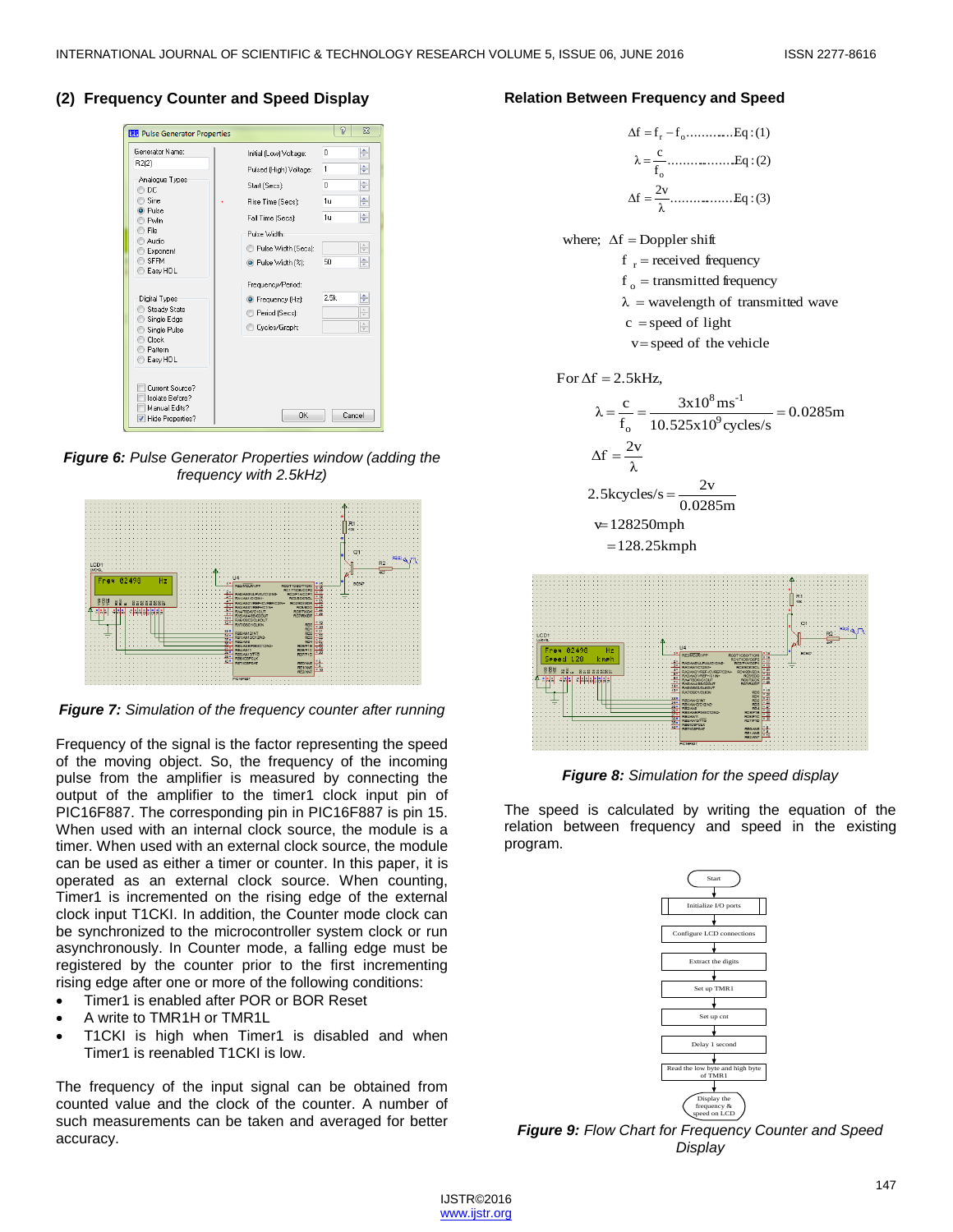## (2) Frequency Counter and Speed Display

***Figure 6:*** *Pulse Generator Properties window (adding the frequency with 2.5kHz)*

***Figure 7:*** *Simulation of the frequency counter after running*

Frequency of the signal is the factor representing the speed of the moving object. So, the frequency of the incoming pulse from the amplifier is measured by connecting the output of the amplifier to the timer1 clock input pin of PIC16F887. The corresponding pin in PIC16F887 is pin 15. When used with an internal clock source, the module is a timer. When used with an external clock source, the module can be used as either a timer or counter. In this paper, it is operated as an external clock source. When counting, Timer1 is incremented on the rising edge of the external clock input T1CKI. In addition, the Counter mode clock can be synchronized to the microcontroller system clock or run asynchronously. In Counter mode, a falling edge must be registered by the counter prior to the first incrementing rising edge after one or more of the following conditions:

- Timer1 is enabled after POR or BOR Reset
- A write to TMR1H or TMR1L
- T1CKI is high when Timer1 is disabled and when Timer1 is reenabled T1CKI is low.

The frequency of the input signal can be obtained from counted value and the clock of the counter. A number of such measurements can be taken and averaged for better accuracy.

### Relation Between Frequency and Speed

$$\Delta f = f_r - f_o \text{..............Eq : (1)}$$

$$\lambda = \frac{c}{f_o} \text{..................Eq : (2)}$$

$$\Delta f = \frac{2v}{\lambda} \text{.................Eq : (3)}$$

where; $\Delta f$ = Doppler shift

$f_r$ = received frequency

$f_o$ = transmitted frequency

$\lambda$ = wavelength of transmitted wave

$c$ = speed of light

$v$ = speed of the vehicle

For $\Delta f = 2.5\text{kHz}$,

$$\lambda = \frac{c}{f_o} = \frac{3\text{x}10^8\,\text{ms}^{-1}}{10.525\text{x}10^9\,\text{cycles/s}} = 0.0285\text{m}$$

$$\Delta f = \frac{2v}{\lambda}$$

$$2.5\text{kcycles/s} = \frac{2v}{0.0285\text{m}}$$

$$v = 128250\text{mph}$$

$$= 128.25\text{kmph}$$

***Figure 8:*** *Simulation for the speed display*

The speed is calculated by writing the equation of the relation between frequency and speed in the existing program.

***Figure 9:*** *Flow Chart for Frequency Counter and Speed Display*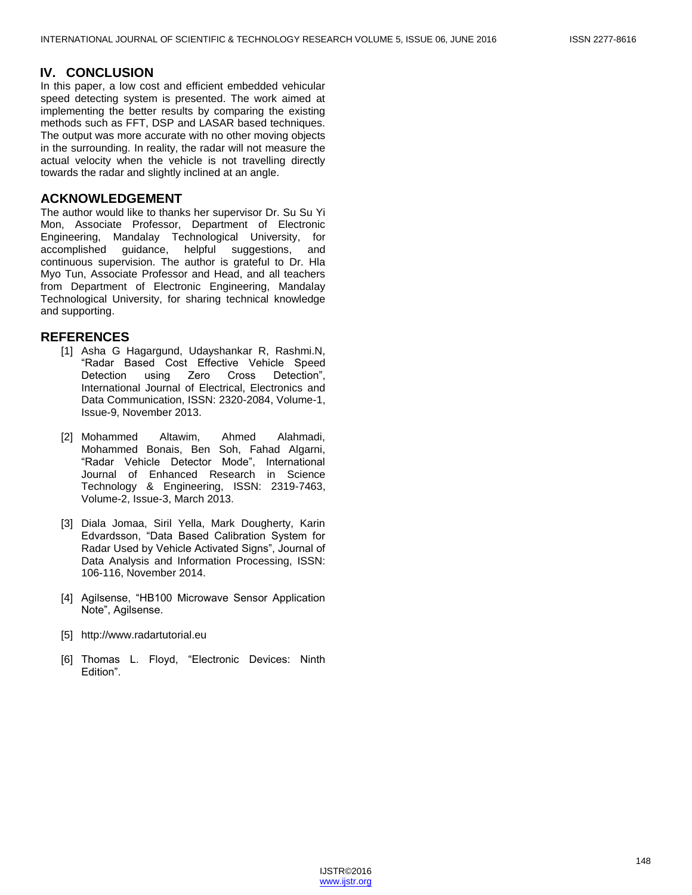## IV. CONCLUSION

In this paper, a low cost and efficient embedded vehicular speed detecting system is presented. The work aimed at implementing the better results by comparing the existing methods such as FFT, DSP and LASAR based techniques. The output was more accurate with no other moving objects in the surrounding. In reality, the radar will not measure the actual velocity when the vehicle is not travelling directly towards the radar and slightly inclined at an angle.

## ACKNOWLEDGEMENT

The author would like to thanks her supervisor Dr. Su Su Yi Mon, Associate Professor, Department of Electronic Engineering, Mandalay Technological University, for accomplished guidance, helpful suggestions, and continuous supervision. The author is grateful to Dr. Hla Myo Tun, Associate Professor and Head, and all teachers from Department of Electronic Engineering, Mandalay Technological University, for sharing technical knowledge and supporting.

## REFERENCES

[1] Asha G Hagargund, Udayshankar R, Rashmi.N, "Radar Based Cost Effective Vehicle Speed Detection using Zero Cross Detection", International Journal of Electrical, Electronics and Data Communication, ISSN: 2320-2084, Volume-1, Issue-9, November 2013.

[2] Mohammed Altawim, Ahmed Alahmadi, Mohammed Bonais, Ben Soh, Fahad Algarni, "Radar Vehicle Detector Mode", International Journal of Enhanced Research in Science Technology & Engineering, ISSN: 2319-7463, Volume-2, Issue-3, March 2013.

[3] Diala Jomaa, Siril Yella, Mark Dougherty, Karin Edvardsson, "Data Based Calibration System for Radar Used by Vehicle Activated Signs", Journal of Data Analysis and Information Processing, ISSN: 106-116, November 2014.

[4] Agilsense, "HB100 Microwave Sensor Application Note", Agilsense.

[5] http://www.radartutorial.eu

[6] Thomas L. Floyd, "Electronic Devices: Ninth Edition".